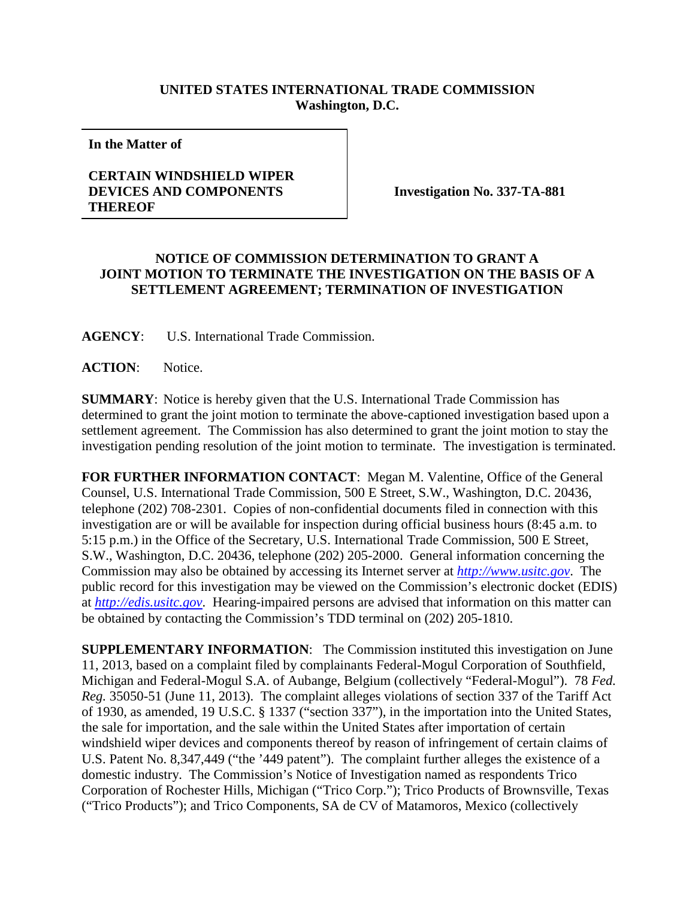**UNITED STATES INTERNATIONAL TRADE COMMISSION**
**Washington, D.C.**

| **In the Matter of**<br><br>**CERTAIN WINDSHIELD WIPER DEVICES AND COMPONENTS THEREOF** | **Investigation No. 337-TA-881** |
| --- | --- |

**NOTICE OF COMMISSION DETERMINATION TO GRANT A JOINT MOTION TO TERMINATE THE INVESTIGATION ON THE BASIS OF A SETTLEMENT AGREEMENT; TERMINATION OF INVESTIGATION**

**AGENCY**: U.S. International Trade Commission.

**ACTION**: Notice.

**SUMMARY**: Notice is hereby given that the U.S. International Trade Commission has determined to grant the joint motion to terminate the above-captioned investigation based upon a settlement agreement. The Commission has also determined to grant the joint motion to stay the investigation pending resolution of the joint motion to terminate. The investigation is terminated.

**FOR FURTHER INFORMATION CONTACT**: Megan M. Valentine, Office of the General Counsel, U.S. International Trade Commission, 500 E Street, S.W., Washington, D.C. 20436, telephone (202) 708-2301. Copies of non-confidential documents filed in connection with this investigation are or will be available for inspection during official business hours (8:45 a.m. to 5:15 p.m.) in the Office of the Secretary, U.S. International Trade Commission, 500 E Street, S.W., Washington, D.C. 20436, telephone (202) 205-2000. General information concerning the Commission may also be obtained by accessing its Internet server at *http://www.usitc.gov*. The public record for this investigation may be viewed on the Commission's electronic docket (EDIS) at *http://edis.usitc.gov*. Hearing-impaired persons are advised that information on this matter can be obtained by contacting the Commission's TDD terminal on (202) 205-1810.

**SUPPLEMENTARY INFORMATION**: The Commission instituted this investigation on June 11, 2013, based on a complaint filed by complainants Federal-Mogul Corporation of Southfield, Michigan and Federal-Mogul S.A. of Aubange, Belgium (collectively "Federal-Mogul"). 78 *Fed. Reg.* 35050-51 (June 11, 2013). The complaint alleges violations of section 337 of the Tariff Act of 1930, as amended, 19 U.S.C. § 1337 ("section 337"), in the importation into the United States, the sale for importation, and the sale within the United States after importation of certain windshield wiper devices and components thereof by reason of infringement of certain claims of U.S. Patent No. 8,347,449 ("the '449 patent"). The complaint further alleges the existence of a domestic industry. The Commission's Notice of Investigation named as respondents Trico Corporation of Rochester Hills, Michigan ("Trico Corp."); Trico Products of Brownsville, Texas ("Trico Products"); and Trico Components, SA de CV of Matamoros, Mexico (collectively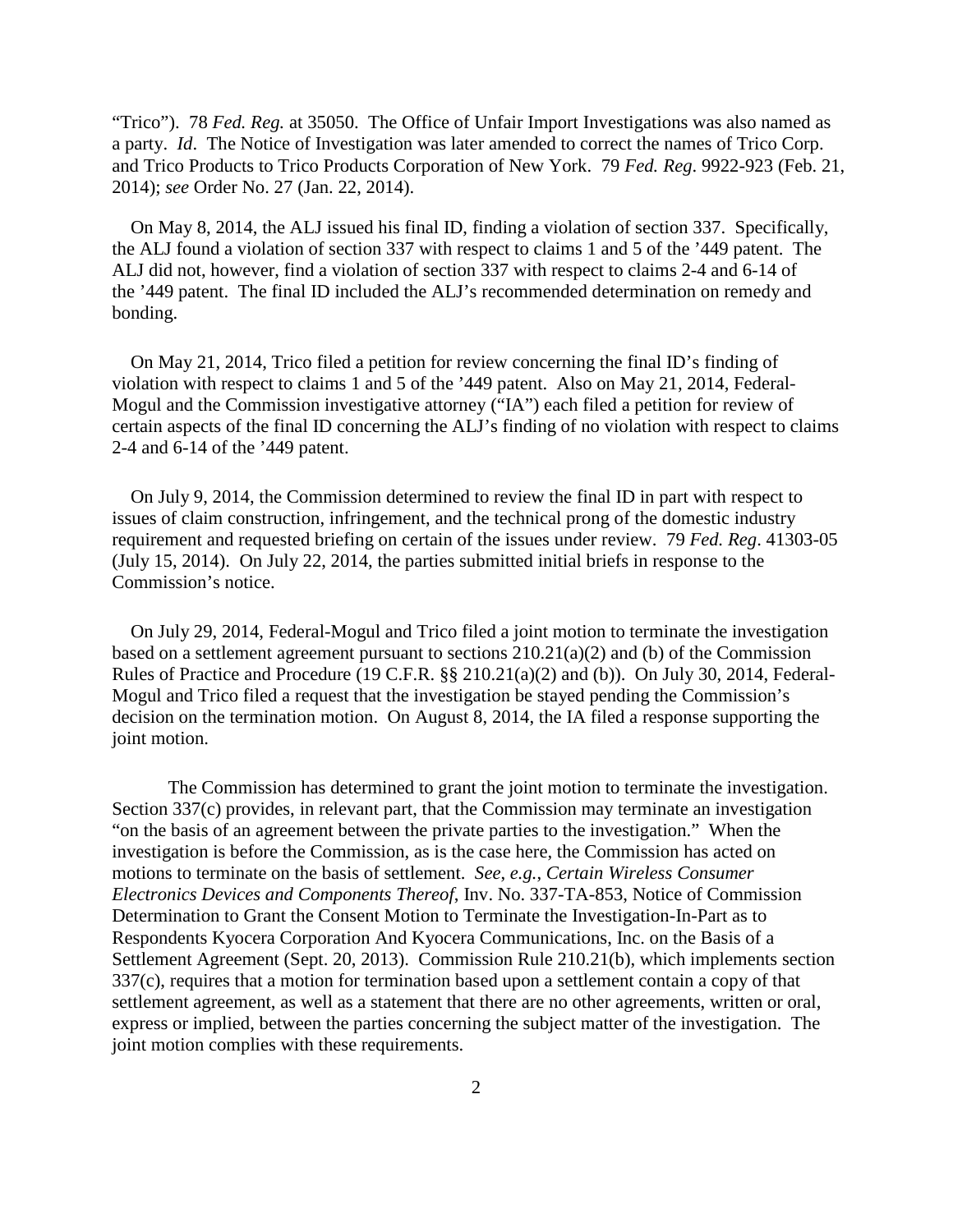"Trico"). 78 *Fed. Reg.* at 35050. The Office of Unfair Import Investigations was also named as a party. *Id*. The Notice of Investigation was later amended to correct the names of Trico Corp. and Trico Products to Trico Products Corporation of New York. 79 *Fed. Reg*. 9922-923 (Feb. 21, 2014); *see* Order No. 27 (Jan. 22, 2014).

On May 8, 2014, the ALJ issued his final ID, finding a violation of section 337. Specifically, the ALJ found a violation of section 337 with respect to claims 1 and 5 of the '449 patent. The ALJ did not, however, find a violation of section 337 with respect to claims 2-4 and 6-14 of the '449 patent. The final ID included the ALJ's recommended determination on remedy and bonding.

On May 21, 2014, Trico filed a petition for review concerning the final ID's finding of violation with respect to claims 1 and 5 of the '449 patent. Also on May 21, 2014, Federal-Mogul and the Commission investigative attorney ("IA") each filed a petition for review of certain aspects of the final ID concerning the ALJ's finding of no violation with respect to claims 2-4 and 6-14 of the '449 patent.

On July 9, 2014, the Commission determined to review the final ID in part with respect to issues of claim construction, infringement, and the technical prong of the domestic industry requirement and requested briefing on certain of the issues under review. 79 *Fed. Reg*. 41303-05 (July 15, 2014). On July 22, 2014, the parties submitted initial briefs in response to the Commission's notice.

On July 29, 2014, Federal-Mogul and Trico filed a joint motion to terminate the investigation based on a settlement agreement pursuant to sections 210.21(a)(2) and (b) of the Commission Rules of Practice and Procedure (19 C.F.R. §§ 210.21(a)(2) and (b)). On July 30, 2014, Federal-Mogul and Trico filed a request that the investigation be stayed pending the Commission's decision on the termination motion. On August 8, 2014, the IA filed a response supporting the joint motion.

The Commission has determined to grant the joint motion to terminate the investigation. Section 337(c) provides, in relevant part, that the Commission may terminate an investigation "on the basis of an agreement between the private parties to the investigation." When the investigation is before the Commission, as is the case here, the Commission has acted on motions to terminate on the basis of settlement. *See, e.g.*, *Certain Wireless Consumer Electronics Devices and Components Thereof*, Inv. No. 337-TA-853, Notice of Commission Determination to Grant the Consent Motion to Terminate the Investigation-In-Part as to Respondents Kyocera Corporation And Kyocera Communications, Inc. on the Basis of a Settlement Agreement (Sept. 20, 2013). Commission Rule 210.21(b), which implements section 337(c), requires that a motion for termination based upon a settlement contain a copy of that settlement agreement, as well as a statement that there are no other agreements, written or oral, express or implied, between the parties concerning the subject matter of the investigation. The joint motion complies with these requirements.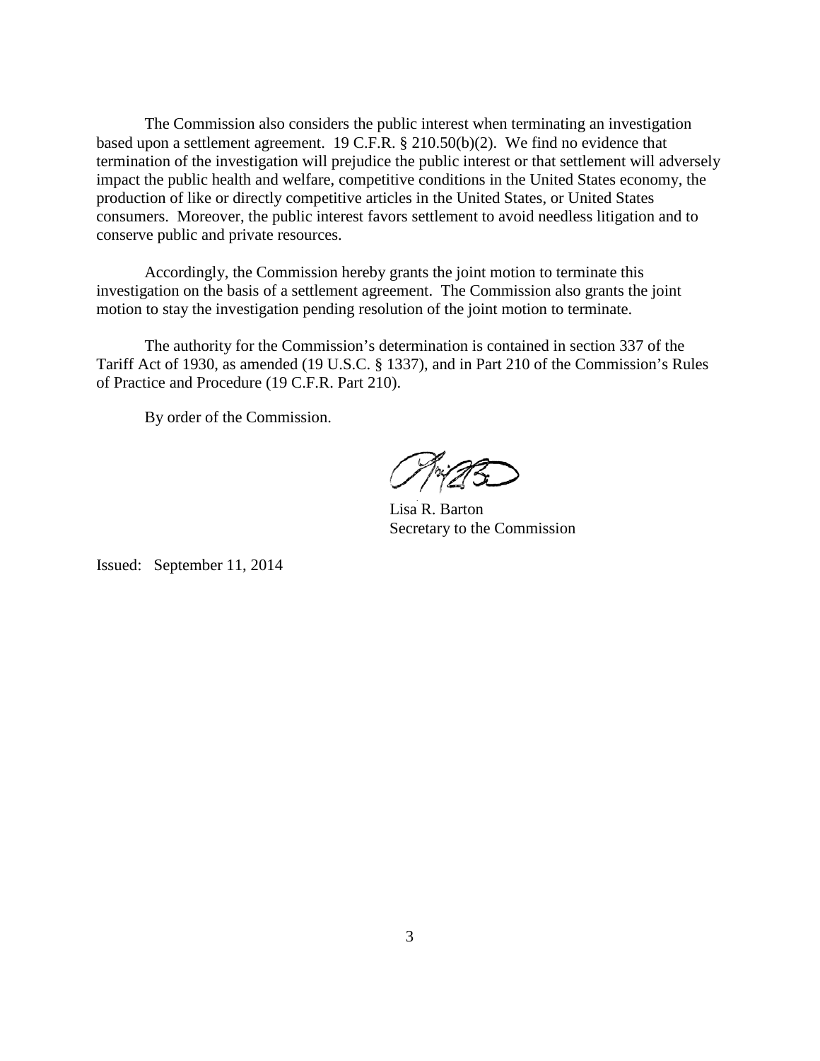The Commission also considers the public interest when terminating an investigation based upon a settlement agreement. 19 C.F.R. § 210.50(b)(2). We find no evidence that termination of the investigation will prejudice the public interest or that settlement will adversely impact the public health and welfare, competitive conditions in the United States economy, the production of like or directly competitive articles in the United States, or United States consumers. Moreover, the public interest favors settlement to avoid needless litigation and to conserve public and private resources.

Accordingly, the Commission hereby grants the joint motion to terminate this investigation on the basis of a settlement agreement. The Commission also grants the joint motion to stay the investigation pending resolution of the joint motion to terminate.

The authority for the Commission's determination is contained in section 337 of the Tariff Act of 1930, as amended (19 U.S.C. § 1337), and in Part 210 of the Commission's Rules of Practice and Procedure (19 C.F.R. Part 210).

By order of the Commission.

Lisa R. Barton
Secretary to the Commission

Issued: September 11, 2014